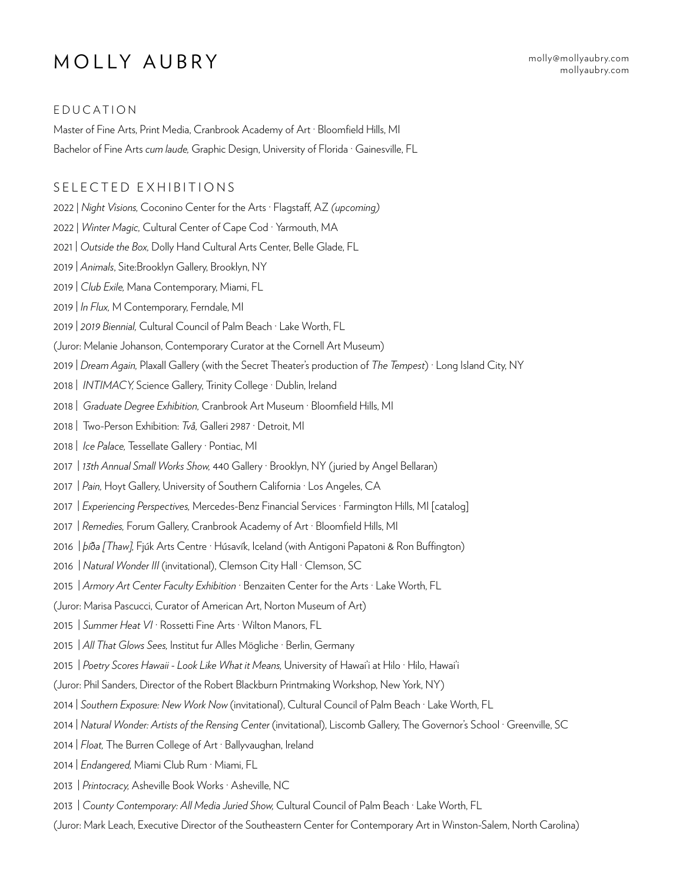# MOLLY AUBRY

molly@mollyaubry.com
mollyaubry.com

## EDUCATION

Master of Fine Arts, Print Media, Cranbrook Academy of Art · Bloomfield Hills, MI

Bachelor of Fine Arts *cum laude,* Graphic Design, University of Florida · Gainesville, FL

## SELECTED EXHIBITIONS

2022 | *Night Visions,* Coconino Center for the Arts · Flagstaff, AZ *(upcoming)*

2022 | *Winter Magic,* Cultural Center of Cape Cod · Yarmouth, MA

2021 | *Outside the Box,* Dolly Hand Cultural Arts Center, Belle Glade, FL

2019 | *Animals*, Site:Brooklyn Gallery, Brooklyn, NY

2019 | *Club Exile,* Mana Contemporary, Miami, FL

2019 | *In Flux,* M Contemporary, Ferndale, MI

2019 | *2019 Biennial,* Cultural Council of Palm Beach · Lake Worth, FL

(Juror: Melanie Johanson, Contemporary Curator at the Cornell Art Museum)

2019 | *Dream Again,* Plaxall Gallery (with the Secret Theater's production of *The Tempest*) · Long Island City, NY

2018 | *INTIMACY,* Science Gallery, Trinity College · Dublin, Ireland

2018 | *Graduate Degree Exhibition,* Cranbrook Art Museum · Bloomfield Hills, MI

2018 | Two-Person Exhibition: *Två,* Galleri 2987 · Detroit, MI

2018 | *Ice Palace,* Tessellate Gallery · Pontiac, MI

2017 | *13th Annual Small Works Show,* 440 Gallery · Brooklyn, NY (juried by Angel Bellaran)

2017 | *Pain,* Hoyt Gallery, University of Southern California · Los Angeles, CA

2017 | *Experiencing Perspectives,* Mercedes-Benz Financial Services · Farmington Hills, MI [catalog]

2017 | *Remedies,* Forum Gallery, Cranbrook Academy of Art · Bloomfield Hills, MI

2016 | *þíða [Thaw],* Fjúk Arts Centre · Húsavík, Iceland (with Antigoni Papatoni & Ron Buffington)

2016 | *Natural Wonder III* (invitational), Clemson City Hall · Clemson, SC

2015 | *Armory Art Center Faculty Exhibition* · Benzaiten Center for the Arts · Lake Worth, FL

(Juror: Marisa Pascucci, Curator of American Art, Norton Museum of Art)

2015 | *Summer Heat VI* · Rossetti Fine Arts · Wilton Manors, FL

2015 | *All That Glows Sees,* Institut fur Alles Mögliche · Berlin, Germany

2015 | *Poetry Scores Hawaii - Look Like What it Means,* University of Hawai'i at Hilo · Hilo, Hawai'i

(Juror: Phil Sanders, Director of the Robert Blackburn Printmaking Workshop, New York, NY)

2014 | *Southern Exposure: New Work Now* (invitational), Cultural Council of Palm Beach · Lake Worth, FL

2014 | *Natural Wonder: Artists of the Rensing Center* (invitational), Liscomb Gallery, The Governor's School · Greenville, SC

2014 | *Float,* The Burren College of Art · Ballyvaughan, Ireland

2014 | *Endangered,* Miami Club Rum · Miami, FL

2013 | *Printocracy,* Asheville Book Works · Asheville, NC

2013 | *County Contemporary: All Media Juried Show,* Cultural Council of Palm Beach · Lake Worth, FL

(Juror: Mark Leach, Executive Director of the Southeastern Center for Contemporary Art in Winston-Salem, North Carolina)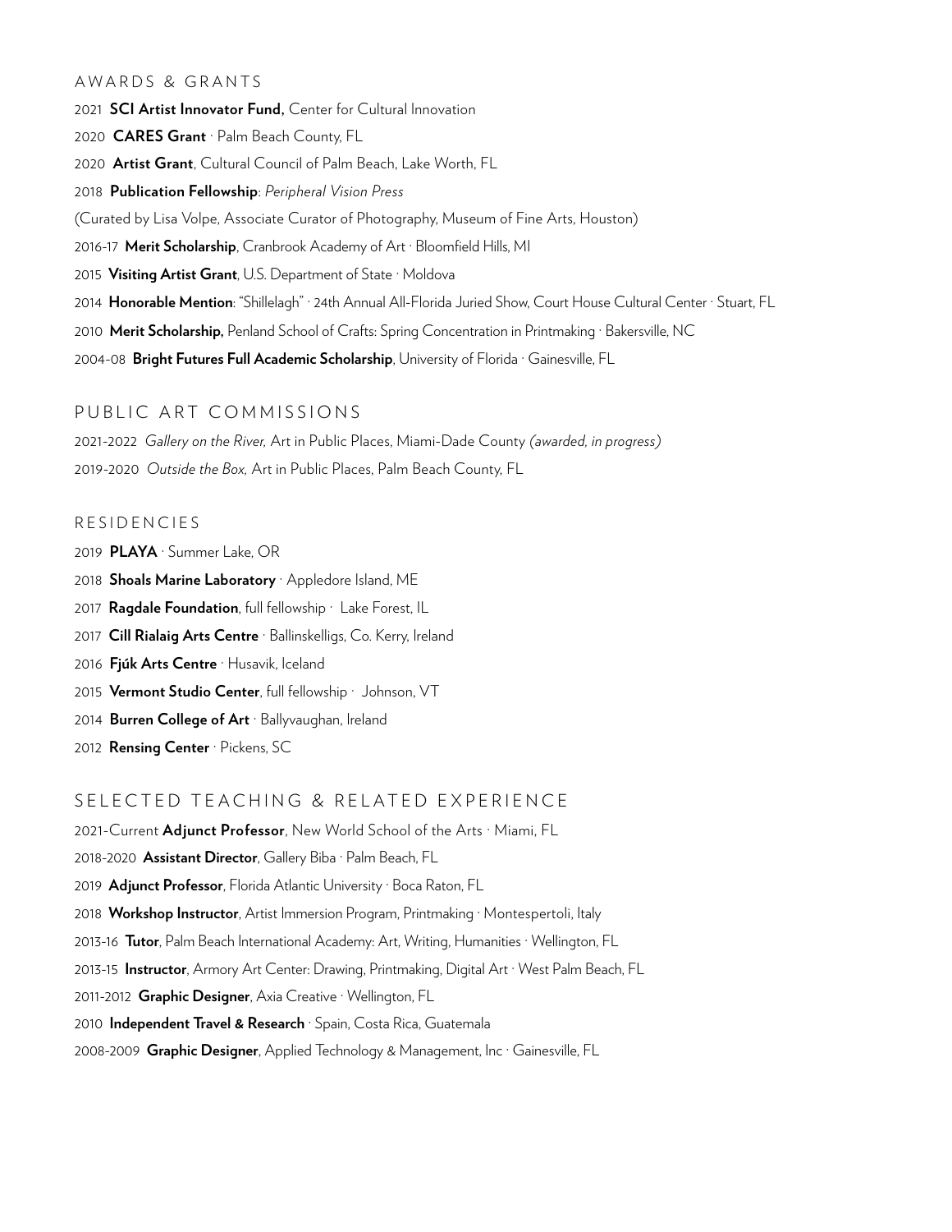## AWARDS & GRANTS

2021 **SCI Artist Innovator Fund,** Center for Cultural Innovation

2020 **CARES Grant** · Palm Beach County, FL

2020 **Artist Grant**, Cultural Council of Palm Beach, Lake Worth, FL

2018 **Publication Fellowship**: *Peripheral Vision Press*

(Curated by Lisa Volpe, Associate Curator of Photography, Museum of Fine Arts, Houston)

2016-17 **Merit Scholarship**, Cranbrook Academy of Art · Bloomfield Hills, MI

2015 **Visiting Artist Grant**, U.S. Department of State · Moldova

2014 **Honorable Mention**: "Shillelagh" · 24th Annual All-Florida Juried Show, Court House Cultural Center · Stuart, FL

2010 **Merit Scholarship,** Penland School of Crafts: Spring Concentration in Printmaking · Bakersville, NC

2004-08 **Bright Futures Full Academic Scholarship**, University of Florida · Gainesville, FL

## PUBLIC ART COMMISSIONS

2021-2022 *Gallery on the River,* Art in Public Places, Miami-Dade County *(awarded, in progress)*

2019-2020 *Outside the Box,* Art in Public Places, Palm Beach County, FL

## RESIDENCIES

2019 **PLAYA** · Summer Lake, OR

2018 **Shoals Marine Laboratory** · Appledore Island, ME

2017 **Ragdale Foundation**, full fellowship · Lake Forest, IL

2017 **Cill Rialaig Arts Centre** · Ballinskelligs, Co. Kerry, Ireland

2016 **Fjúk Arts Centre** · Husavik, Iceland

2015 **Vermont Studio Center**, full fellowship · Johnson, VT

2014 **Burren College of Art** · Ballyvaughan, Ireland

2012 **Rensing Center** · Pickens, SC

## SELECTED TEACHING & RELATED EXPERIENCE

2021-Current **Adjunct Professor**, New World School of the Arts · Miami, FL

2018-2020 **Assistant Director**, Gallery Biba · Palm Beach, FL

2019 **Adjunct Professor**, Florida Atlantic University · Boca Raton, FL

2018 **Workshop Instructor**, Artist Immersion Program, Printmaking · Montespertoli, Italy

2013-16 **Tutor**, Palm Beach International Academy: Art, Writing, Humanities · Wellington, FL

2013-15 **Instructor**, Armory Art Center: Drawing, Printmaking, Digital Art · West Palm Beach, FL

2011-2012 **Graphic Designer**, Axia Creative · Wellington, FL

2010 **Independent Travel & Research** · Spain, Costa Rica, Guatemala

2008-2009 **Graphic Designer**, Applied Technology & Management, Inc · Gainesville, FL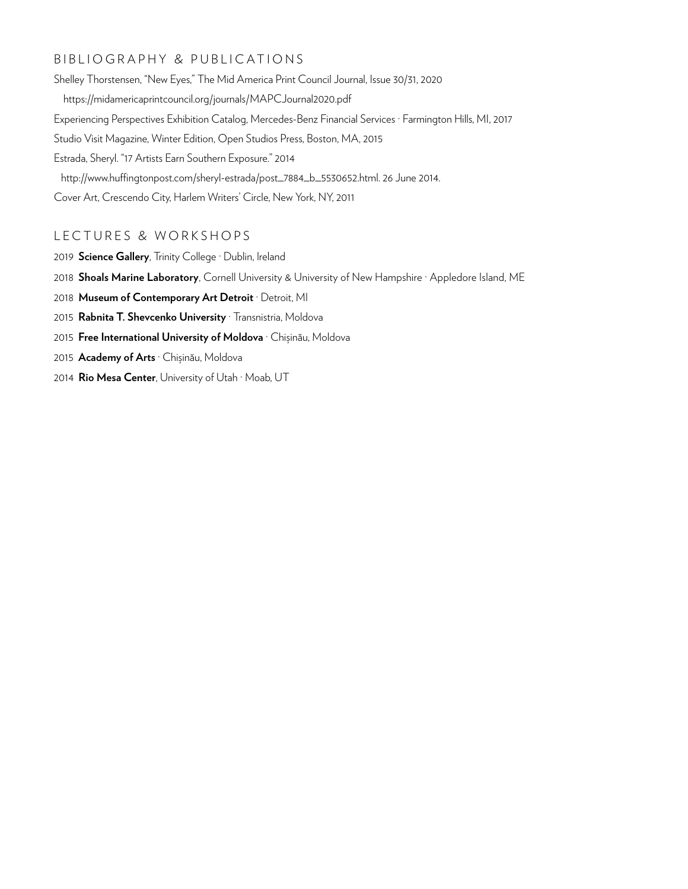## BIBLIOGRAPHY & PUBLICATIONS

Shelley Thorstensen, "New Eyes," The Mid America Print Council Journal, Issue 30/31, 2020

https://midamericaprintcouncil.org/journals/MAPCJournal2020.pdf

Experiencing Perspectives Exhibition Catalog, Mercedes-Benz Financial Services · Farmington Hills, MI, 2017

Studio Visit Magazine, Winter Edition, Open Studios Press, Boston, MA, 2015

Estrada, Sheryl. "17 Artists Earn Southern Exposure." 2014

http://www.huffingtonpost.com/sheryl-estrada/post_7884_b_5530652.html. 26 June 2014.

Cover Art, Crescendo City, Harlem Writers' Circle, New York, NY, 2011

## LECTURES & WORKSHOPS

2019 **Science Gallery**, Trinity College · Dublin, Ireland

2018 **Shoals Marine Laboratory**, Cornell University & University of New Hampshire · Appledore Island, ME

2018 **Museum of Contemporary Art Detroit** · Detroit, MI

2015 **Rabnita T. Shevcenko University** · Transnistria, Moldova

2015 **Free International University of Moldova** · Chișinău, Moldova

2015 **Academy of Arts** · Chișinău, Moldova

2014 **Rio Mesa Center**, University of Utah · Moab, UT